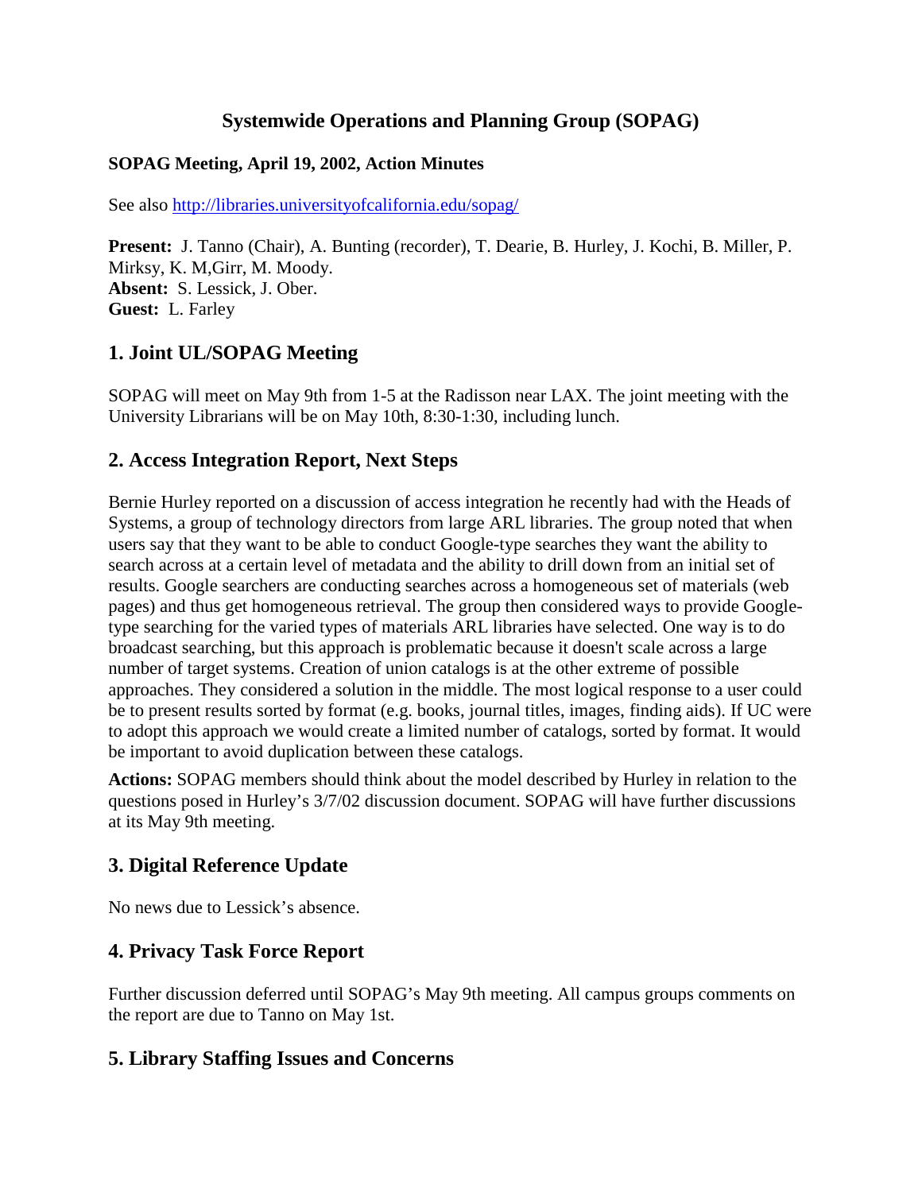# Systemwide Operations and Planning Group (SOPAG)

**SOPAG Meeting, April 19, 2002, Action Minutes**

See also http://libraries.universityofcalifornia.edu/sopag/

**Present:** J. Tanno (Chair), A. Bunting (recorder), T. Dearie, B. Hurley, J. Kochi, B. Miller, P. Mirksy, K. M,Girr, M. Moody.
**Absent:** S. Lessick, J. Ober.
**Guest:** L. Farley

## 1. Joint UL/SOPAG Meeting

SOPAG will meet on May 9th from 1-5 at the Radisson near LAX. The joint meeting with the University Librarians will be on May 10th, 8:30-1:30, including lunch.

## 2. Access Integration Report, Next Steps

Bernie Hurley reported on a discussion of access integration he recently had with the Heads of Systems, a group of technology directors from large ARL libraries. The group noted that when users say that they want to be able to conduct Google-type searches they want the ability to search across at a certain level of metadata and the ability to drill down from an initial set of results. Google searchers are conducting searches across a homogeneous set of materials (web pages) and thus get homogeneous retrieval. The group then considered ways to provide Google-type searching for the varied types of materials ARL libraries have selected. One way is to do broadcast searching, but this approach is problematic because it doesn't scale across a large number of target systems. Creation of union catalogs is at the other extreme of possible approaches. They considered a solution in the middle. The most logical response to a user could be to present results sorted by format (e.g. books, journal titles, images, finding aids). If UC were to adopt this approach we would create a limited number of catalogs, sorted by format. It would be important to avoid duplication between these catalogs.

**Actions:** SOPAG members should think about the model described by Hurley in relation to the questions posed in Hurley's 3/7/02 discussion document. SOPAG will have further discussions at its May 9th meeting.

## 3. Digital Reference Update

No news due to Lessick's absence.

## 4. Privacy Task Force Report

Further discussion deferred until SOPAG's May 9th meeting. All campus groups comments on the report are due to Tanno on May 1st.

## 5. Library Staffing Issues and Concerns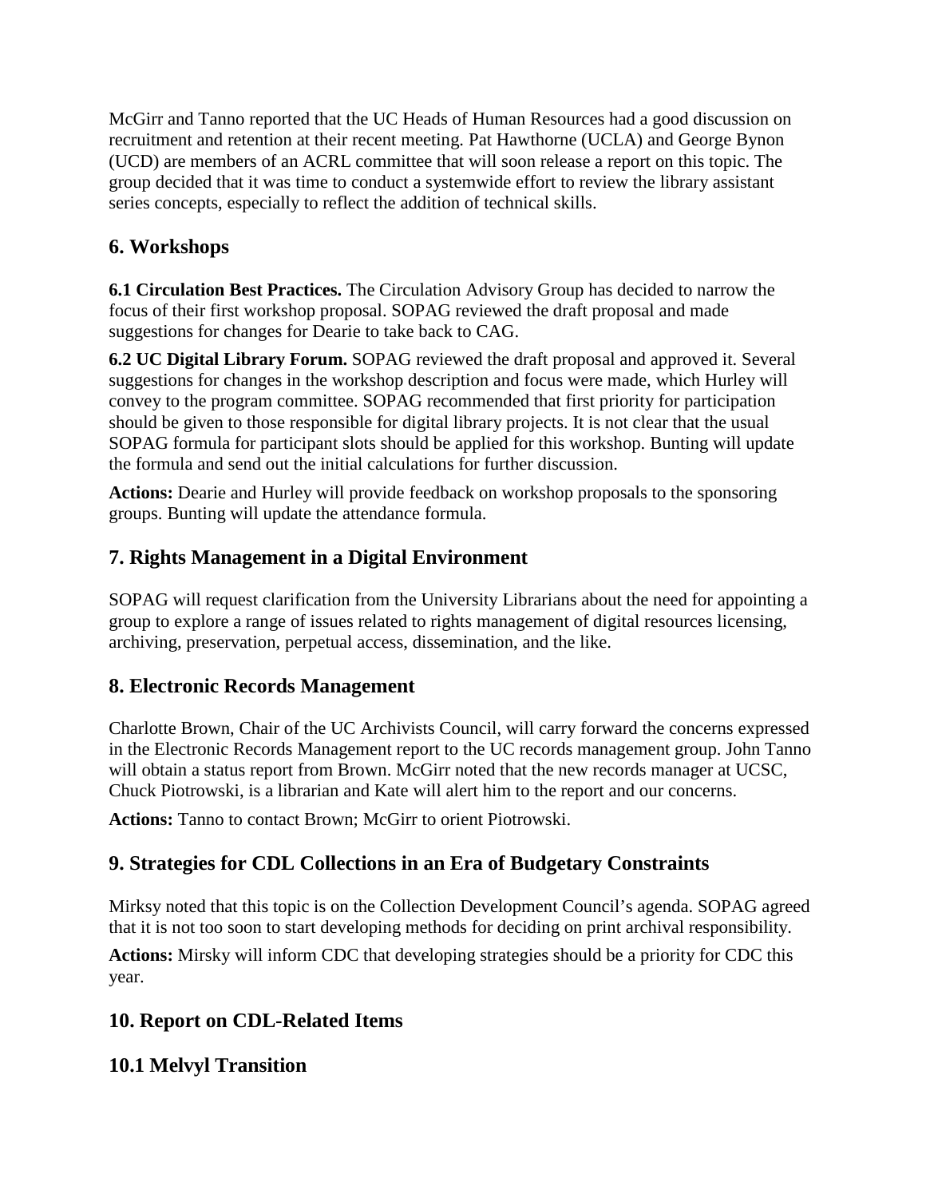McGirr and Tanno reported that the UC Heads of Human Resources had a good discussion on recruitment and retention at their recent meeting. Pat Hawthorne (UCLA) and George Bynon (UCD) are members of an ACRL committee that will soon release a report on this topic. The group decided that it was time to conduct a systemwide effort to review the library assistant series concepts, especially to reflect the addition of technical skills.

## 6. Workshops

**6.1 Circulation Best Practices.** The Circulation Advisory Group has decided to narrow the focus of their first workshop proposal. SOPAG reviewed the draft proposal and made suggestions for changes for Dearie to take back to CAG.

**6.2 UC Digital Library Forum.** SOPAG reviewed the draft proposal and approved it. Several suggestions for changes in the workshop description and focus were made, which Hurley will convey to the program committee. SOPAG recommended that first priority for participation should be given to those responsible for digital library projects. It is not clear that the usual SOPAG formula for participant slots should be applied for this workshop. Bunting will update the formula and send out the initial calculations for further discussion.

**Actions:** Dearie and Hurley will provide feedback on workshop proposals to the sponsoring groups. Bunting will update the attendance formula.

## 7. Rights Management in a Digital Environment

SOPAG will request clarification from the University Librarians about the need for appointing a group to explore a range of issues related to rights management of digital resources licensing, archiving, preservation, perpetual access, dissemination, and the like.

## 8. Electronic Records Management

Charlotte Brown, Chair of the UC Archivists Council, will carry forward the concerns expressed in the Electronic Records Management report to the UC records management group. John Tanno will obtain a status report from Brown. McGirr noted that the new records manager at UCSC, Chuck Piotrowski, is a librarian and Kate will alert him to the report and our concerns.

**Actions:** Tanno to contact Brown; McGirr to orient Piotrowski.

## 9. Strategies for CDL Collections in an Era of Budgetary Constraints

Mirksy noted that this topic is on the Collection Development Council's agenda. SOPAG agreed that it is not too soon to start developing methods for deciding on print archival responsibility.

**Actions:** Mirsky will inform CDC that developing strategies should be a priority for CDC this year.

## 10. Report on CDL-Related Items

## 10.1 Melvyl Transition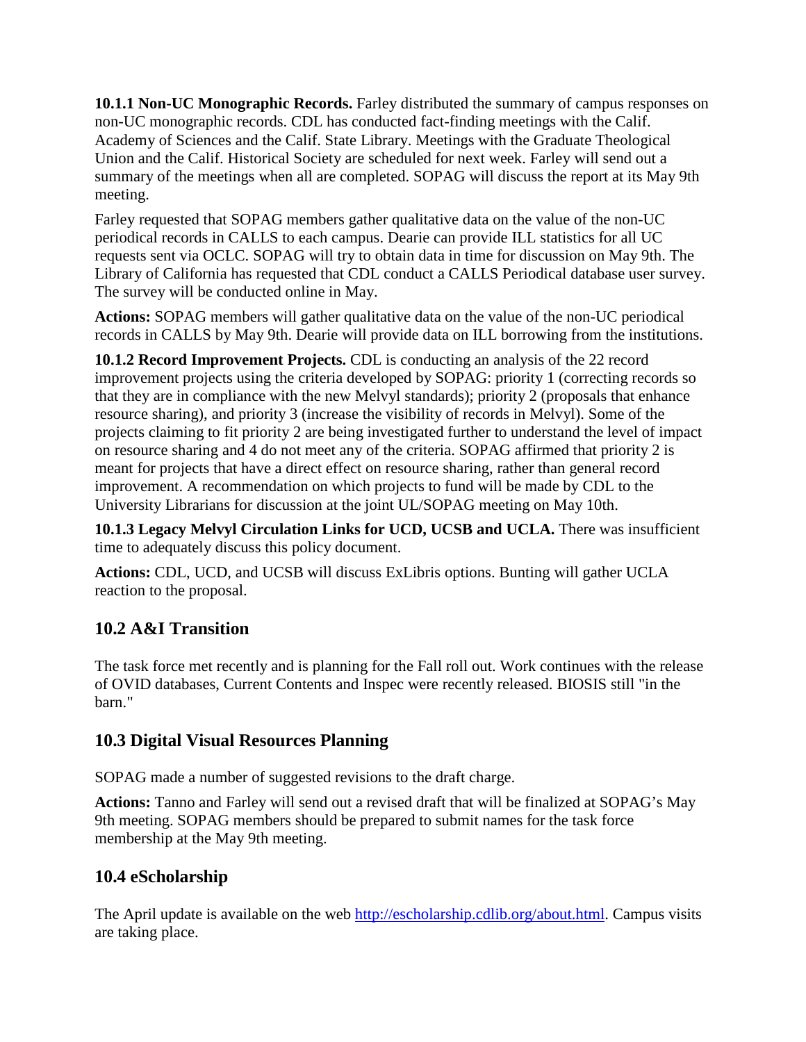**10.1.1 Non-UC Monographic Records.** Farley distributed the summary of campus responses on non-UC monographic records. CDL has conducted fact-finding meetings with the Calif. Academy of Sciences and the Calif. State Library. Meetings with the Graduate Theological Union and the Calif. Historical Society are scheduled for next week. Farley will send out a summary of the meetings when all are completed. SOPAG will discuss the report at its May 9th meeting.

Farley requested that SOPAG members gather qualitative data on the value of the non-UC periodical records in CALLS to each campus. Dearie can provide ILL statistics for all UC requests sent via OCLC. SOPAG will try to obtain data in time for discussion on May 9th. The Library of California has requested that CDL conduct a CALLS Periodical database user survey. The survey will be conducted online in May.

**Actions:** SOPAG members will gather qualitative data on the value of the non-UC periodical records in CALLS by May 9th. Dearie will provide data on ILL borrowing from the institutions.

**10.1.2 Record Improvement Projects.** CDL is conducting an analysis of the 22 record improvement projects using the criteria developed by SOPAG: priority 1 (correcting records so that they are in compliance with the new Melvyl standards); priority 2 (proposals that enhance resource sharing), and priority 3 (increase the visibility of records in Melvyl). Some of the projects claiming to fit priority 2 are being investigated further to understand the level of impact on resource sharing and 4 do not meet any of the criteria. SOPAG affirmed that priority 2 is meant for projects that have a direct effect on resource sharing, rather than general record improvement. A recommendation on which projects to fund will be made by CDL to the University Librarians for discussion at the joint UL/SOPAG meeting on May 10th.

**10.1.3 Legacy Melvyl Circulation Links for UCD, UCSB and UCLA.** There was insufficient time to adequately discuss this policy document.

**Actions:** CDL, UCD, and UCSB will discuss ExLibris options. Bunting will gather UCLA reaction to the proposal.

## 10.2 A&I Transition

The task force met recently and is planning for the Fall roll out. Work continues with the release of OVID databases, Current Contents and Inspec were recently released. BIOSIS still "in the barn."

## 10.3 Digital Visual Resources Planning

SOPAG made a number of suggested revisions to the draft charge.

**Actions:** Tanno and Farley will send out a revised draft that will be finalized at SOPAG's May 9th meeting. SOPAG members should be prepared to submit names for the task force membership at the May 9th meeting.

## 10.4 eScholarship

The April update is available on the web http://escholarship.cdlib.org/about.html. Campus visits are taking place.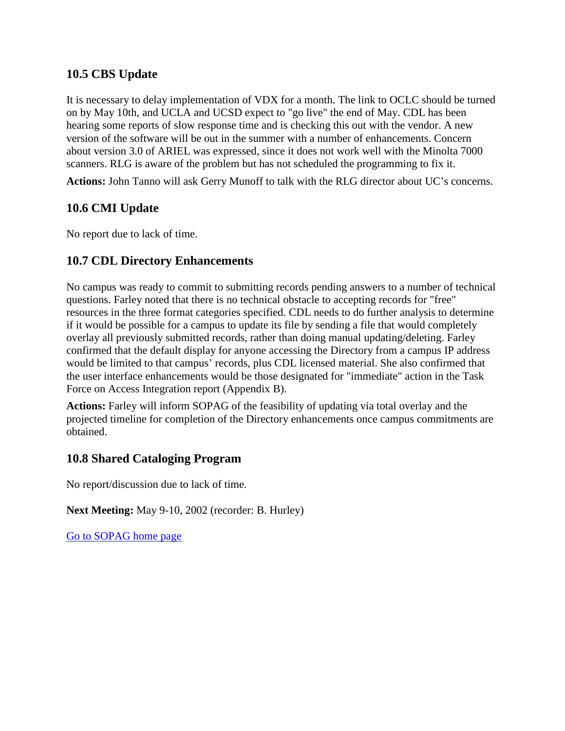## 10.5 CBS Update

It is necessary to delay implementation of VDX for a month. The link to OCLC should be turned on by May 10th, and UCLA and UCSD expect to "go live" the end of May. CDL has been hearing some reports of slow response time and is checking this out with the vendor. A new version of the software will be out in the summer with a number of enhancements. Concern about version 3.0 of ARIEL was expressed, since it does not work well with the Minolta 7000 scanners. RLG is aware of the problem but has not scheduled the programming to fix it.

**Actions:** John Tanno will ask Gerry Munoff to talk with the RLG director about UC's concerns.

## 10.6 CMI Update

No report due to lack of time.

## 10.7 CDL Directory Enhancements

No campus was ready to commit to submitting records pending answers to a number of technical questions. Farley noted that there is no technical obstacle to accepting records for "free" resources in the three format categories specified. CDL needs to do further analysis to determine if it would be possible for a campus to update its file by sending a file that would completely overlay all previously submitted records, rather than doing manual updating/deleting. Farley confirmed that the default display for anyone accessing the Directory from a campus IP address would be limited to that campus' records, plus CDL licensed material. She also confirmed that the user interface enhancements would be those designated for "immediate" action in the Task Force on Access Integration report (Appendix B).

**Actions:** Farley will inform SOPAG of the feasibility of updating via total overlay and the projected timeline for completion of the Directory enhancements once campus commitments are obtained.

## 10.8 Shared Cataloging Program

No report/discussion due to lack of time.

**Next Meeting:** May 9-10, 2002 (recorder: B. Hurley)

Go to SOPAG home page